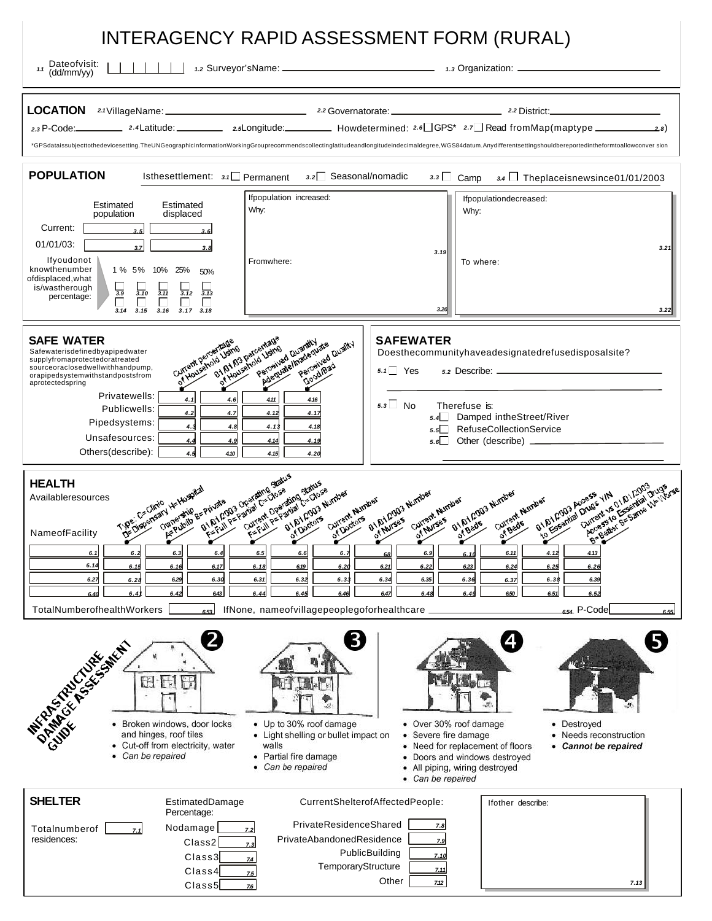# INTERAGENCY RAPID ASSESSMENT FORM (RURAL)

1.1 Date of visit: (dd/mm/yy) | | | | | | | 1.2 Surveyor's Name: ______________ 1.3 Organization: ______________

## LOCATION

2.1 Village Name: ______________ 2.2 Governatorate: ______________ 2.2 District: ______________

2.3 P-Code: ________ 2.4 Latitude: ________ 2.5 Longitude: ________ How determined: 2.6 ☐ GPS* 2.7 ☐ Read from Map (map type ________ 2.8)

*GPS data is subject to the device setting. The UN Geographic Information Working Group recommends collecting latitude and longitude in decimal degree, WGS84 datum. Any different settings should be reported in the form to allow conversion

## POPULATION

Is the settlement: 3.1 ☐ Permanent 3.2 ☐ Seasonal/nomadic 3.3 ☐ Camp 3.4 ☐ The place is new since 01/01/2003

| | Estimated population | Estimated displaced |
|---|---|---|
| Current: | 3.5 | 3.6 |
| 01/01/03: | 3.7 | 3.8 |

If you do not know the number of displaced, what is/was the rough percentage:

| 1 % | 5% | 10% | 25% | 50% |
|---|---|---|---|---|
| ☐ 3.9 | ☐ 3.10 | ☐ 3.11 | ☐ 3.12 | ☐ 3.13 |
| ☐ 3.14 | ☐ 3.15 | ☐ 3.16 | ☐ 3.17 | ☐ 3.18 |

If population increased:
Why: 3.19
From where: 3.20

If population decreased:
Why: 3.21
To where: 3.22

## SAFE WATER

Safe water is defined by a piped water supply from a protected or a treated source or a closed well with hand pump, or a piped system with standposts from a protected spring

| | Current percentage of Household Using | 01/01/03 percentage of Household Using | Perceived Quantity Adequate/Inadequate | Perceived Quality Good/Bad |
|---|---|---|---|---|
| Private wells: | 4.1 | 4.6 | 4.11 | 4.16 |
| Public wells: | 4.2 | 4.7 | 4.12 | 4.17 |
| Piped systems: | 4.3 | 4.8 | 4.13 | 4.18 |
| Unsafe sources: | 4.4 | 4.9 | 4.14 | 4.19 |
| Others (describe): | 4.5 | 4.10 | 4.15 | 4.20 |

## SAFE WATER

Does the community have a designated refuse disposal site?

5.1 ☐ Yes 5.2 Describe: ______________

5.3 ☐ No Therefuse is:
- 5.4 ☐ Damped in the Street/River
- 5.5 ☐ Refuse Collection Service
- 5.6 ☐ Other (describe) ______________

## HEALTH

Available resources

| Name of Facility | Type: C=Clinic D=Dispensary H=Hospital | Ownership A=Public B=Private | 01/01/2003 Operating Status F=Full P=Partial C=Close | Current Operating Status F=Full P=Partial C=Close | 01/01/2003 Number of Doctors | Current Number of Doctors | 01/01/2003 Number of Nurses | Current Number of Nurses | 01/01/2003 Number of Beds | Current Number of Beds | 01/01/2003 Access to Essential Drugs Y/N | Current vs 01/01/2003 Access to Essential Drugs B=Better S=Same W=Worse |
|---|---|---|---|---|---|---|---|---|---|---|---|---|
| 6.1 | 6.2 | 6.3 | 6.4 | 6.5 | 6.6 | 6.7 | 6.8 | 6.9 | 6.10 | 6.11 | 6.12 | 6.13 |
| 6.14 | 6.15 | 6.16 | 6.17 | 6.18 | 6.19 | 6.20 | 6.21 | 6.22 | 6.23 | 6.24 | 6.25 | 6.26 |
| 6.27 | 6.28 | 6.29 | 6.30 | 6.31 | 6.32 | 6.33 | 6.34 | 6.35 | 6.36 | 6.37 | 6.38 | 6.39 |
| 6.40 | 6.41 | 6.42 | 6.43 | 6.44 | 6.45 | 6.46 | 6.47 | 6.48 | 6.49 | 6.50 | 6.51 | 6.52 |

Total Number of health Workers [6.53] If None, name of village people go for health care ______________ 6.54 P-Code [6.55]

## INFRASTRUCTURE DAMAGE ASSESSMENT GUIDE

**2**
- Broken windows, door locks and hinges, roof tiles
- Cut-off from electricity, water
- *Can be repaired*

**3**
- Up to 30% roof damage
- Light shelling or bullet impact on walls
- Partial fire damage
- *Can be repaired*

**4**
- Over 30% roof damage
- Severe fire damage
- Need for replacement of floors
- Doors and windows destroyed
- All piping, wiring destroyed
- *Can be repaired*

**5**
- Destroyed
- Needs reconstruction
- ***Cannot be repaired***

## SHELTER

Total number of residences: [7.1]

Estimated Damage Percentage:

| | |
|---|---|
| No damage | 7.2 |
| Class 2 | 7.3 |
| Class 3 | 7.4 |
| Class 4 | 7.5 |
| Class 5 | 7.6 |

Current Shelter of Affected People:

| | |
|---|---|
| Private Residence Shared | 7.8 |
| Private Abandoned Residence | 7.9 |
| Public Building | 7.10 |
| Temporary Structure | 7.11 |
| Other | 7.12 |

If other describe: 7.13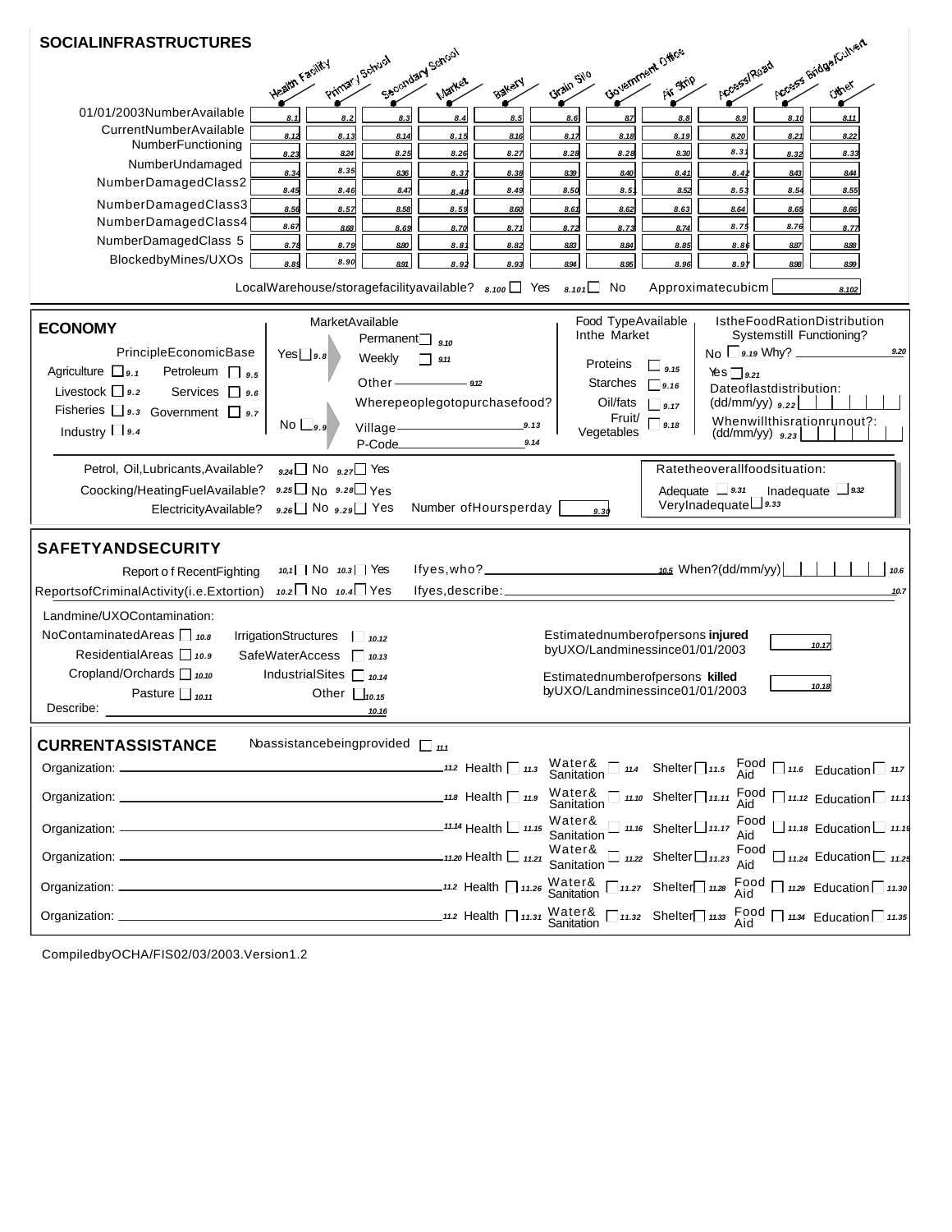## SOCIALINFRASTRUCTURES

| | Health Facility | Primary School | Secondary School | Market | Bakery | Grain Silo | Government Office | Air Strip | Access/Road | Access Bridge/Culvert | Other |
|---|---|---|---|---|---|---|---|---|---|---|---|
| 01/01/2003NumberAvailable | 8.1 | 8.2 | 8.3 | 8.4 | 8.5 | 8.6 | 87 | 8.8 | 8.9 | 8.10 | 8.11 |
| CurrentNumberAvailable | 8.12 | 8.13 | 8.14 | 8.15 | 8.16 | 8.17 | 8.18 | 8.19 | 8.20 | 8.21 | 8.22 |
| NumberFunctioning | 8.23 | 8.24 | 8.25 | 8.26 | 8.27 | 8.28 | 8.28 | 8.30 | 8.31 | 8.32 | 8.33 |
| NumberUndamaged | 8.34 | 8.35 | 8.36 | 8.37 | 8.38 | 8.39 | 8.40 | 8.41 | 8.42 | 8.43 | 8.44 |
| NumberDamagedClass2 | 8.45 | 8.46 | 8.47 | 8.48 | 8.49 | 8.50 | 8.51 | 8.52 | 8.53 | 8.54 | 8.55 |
| NumberDamagedClass3 | 8.56 | 8.57 | 8.58 | 8.59 | 8.60 | 8.61 | 8.62 | 8.63 | 8.64 | 8.65 | 8.66 |
| NumberDamagedClass4 | 8.67 | 8.68 | 8.69 | 8.70 | 8.71 | 8.72 | 8.73 | 8.74 | 8.75 | 8.76 | 8.77 |
| NumberDamagedClass 5 | 8.78 | 8.79 | 8.80 | 8.81 | 8.82 | 8.83 | 8.84 | 8.85 | 8.86 | 8.87 | 8.88 |
| BlockedbyMines/UXOs | 8.89 | 8.90 | 8.91 | 8.92 | 8.93 | 8.94 | 8.95 | 8.96 | 8.97 | 8.98 | 8.99 |

LocalWarehouse/storagefacilityavailable? 8.100 ☐ Yes 8.101 ☐ No Approximatecubicm ____ 8.102

## ECONOMY

PrincipleEconomicBase

- Agriculture ☐ 9.1
- Livestock ☐ 9.2
- Fisheries ☐ 9.3
- Industry ☐ 9.4
- Petroleum ☐ 9.5
- Services ☐ 9.6
- Government ☐ 9.7

MarketAvailable

Yes ☐ 9.8
- Permanent ☐ 9.10
- Weekly ☐ 9.11
- Other ____ 9.12

No ☐ 9.9
- Wherepeoplegotopurchasefood?
- Village ____ 9.13
- P-Code ____ 9.14

Food TypeAvailable Inthe Market

- Proteins ☐ 9.15
- Starches ☐ 9.16
- Oil/fats ☐ 9.17
- Fruit/ Vegetables ☐ 9.18

IstheFoodRationDistribution Systemstill Functioning?

No ☐ 9.19 Why? ____ 9.20

Yes ☐ 9.21

Dateoflastdistribution: (dd/mm/yy) 9.22 ☐☐☐☐☐☐

Whenwillthisrationrunout?: (dd/mm/yy) 9.23 ☐☐☐☐☐☐

Petrol, Oil,Lubricants,Available? 9.24 ☐ No 9.27 ☐ Yes

Coocking/HeatingFuelAvailable? 9.25 ☐ No 9.28 ☐ Yes

ElectricityAvailable? 9.26 ☐ No 9.29 ☐ Yes Number ofHoursperday ____ 9.30

Ratetheoverallfoodsituation:

Adequate ☐ 9.31 Inadequate ☐ 9.32

VeryInadequate ☐ 9.33

## SAFETYANDSECURITY

Report o f RecentFighting 10.1 ☐ No 10.3 ☐ Yes Ifyes,who? ____ 10.5 When?(dd/mm/yy) ☐☐☐☐☐☐ 10.6

ReportsofCriminalActivity(i.e.Extortion) 10.2 ☐ No 10.4 ☐ Yes Ifyes,describe: ____ 10.7

Landmine/UXOContamination:

- NoContaminatedAreas ☐ 10.8
- ResidentialAreas ☐ 10.9
- Cropland/Orchards ☐ 10.10
- Pasture ☐ 10.11
- IrrigationStructures ☐ 10.12
- SafeWaterAccess ☐ 10.13
- IndustrialSites ☐ 10.14
- Other ☐ 10.15

Describe: ____ 10.16

Estimatednumberofpersons **injured** byUXO/Landminessince01/01/2003 ____ 10.17

Estimatednumberofpersons **killed** byUXO/Landminessince01/01/2003 ____ 10.18

## CURRENTASSISTANCE

Noassistancebeingprovided ☐ 11.1

| Organization | | Health | Water& Sanitation | Shelter | Food Aid | Education |
|---|---|---|---|---|---|---|
| Organization: ____ | 11.2 | ☐ 11.3 | ☐ 11.4 | ☐ 11.5 | ☐ 11.6 | ☐ 11.7 |
| Organization: ____ | 11.8 | ☐ 11.9 | ☐ 11.10 | ☐ 11.11 | ☐ 11.12 | ☐ 11.13 |
| Organization: ____ | 11.14 | ☐ 11.15 | ☐ 11.16 | ☐ 11.17 | ☐ 11.18 | ☐ 11.19 |
| Organization: ____ | 11.20 | ☐ 11.21 | ☐ 11.22 | ☐ 11.23 | ☐ 11.24 | ☐ 11.25 |
| Organization: ____ | 11.2 | ☐ 11.26 | ☐ 11.27 | ☐ 11.28 | ☐ 11.29 | ☐ 11.30 |
| Organization: ____ | 11.2 | ☐ 11.31 | ☐ 11.32 | ☐ 11.33 | ☐ 11.34 | ☐ 11.35 |

CompiledbyOCHA/FIS02/03/2003.Version1.2